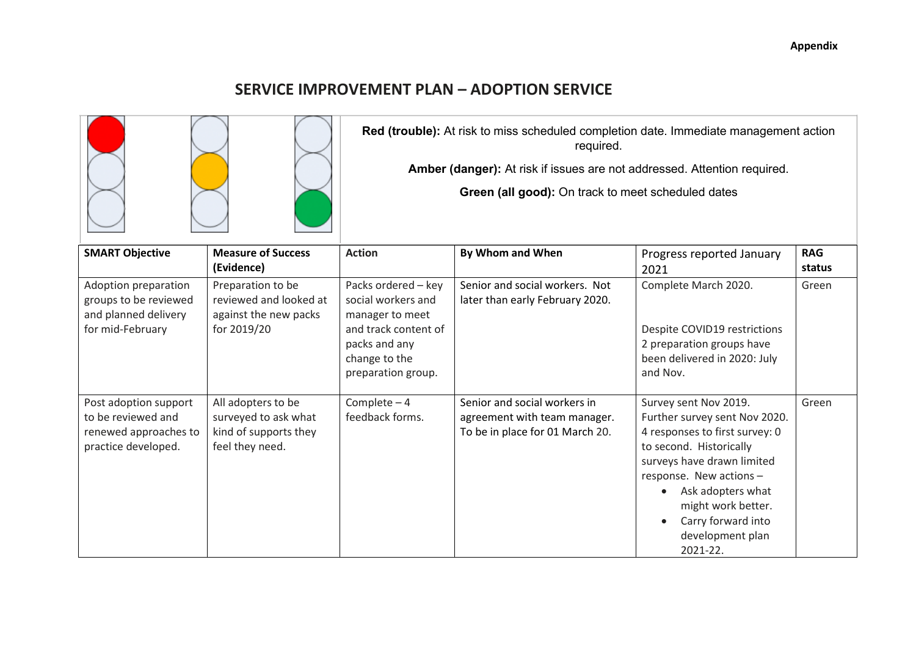**Appendix**

# SERVICE IMPROVEMENT PLAN – ADOPTION SERVICE

**Red (trouble):** At risk to miss scheduled completion date. Immediate management action required.

**Amber (danger):** At risk if issues are not addressed. Attention required.

**Green (all good):** On track to meet scheduled dates

| **SMART Objective** | **Measure of Success (Evidence)** | **Action** | **By Whom and When** | Progress reported January 2021 | **RAG status** |
|---|---|---|---|---|---|
| Adoption preparation groups to be reviewed and planned delivery for mid-February | Preparation to be reviewed and looked at against the new packs for 2019/20 | Packs ordered – key social workers and manager to meet and track content of packs and any change to the preparation group. | Senior and social workers. Not later than early February 2020. | Complete March 2020.<br><br>Despite COVID19 restrictions 2 preparation groups have been delivered in 2020: July and Nov. | Green |
| Post adoption support to be reviewed and renewed approaches to practice developed. | All adopters to be surveyed to ask what kind of supports they feel they need. | Complete – 4 feedback forms. | Senior and social workers in agreement with team manager. To be in place for 01 March 20. | Survey sent Nov 2019. Further survey sent Nov 2020. 4 responses to first survey: 0 to second. Historically surveys have drawn limited response. New actions –<br>• Ask adopters what might work better.<br>• Carry forward into development plan 2021-22. | Green |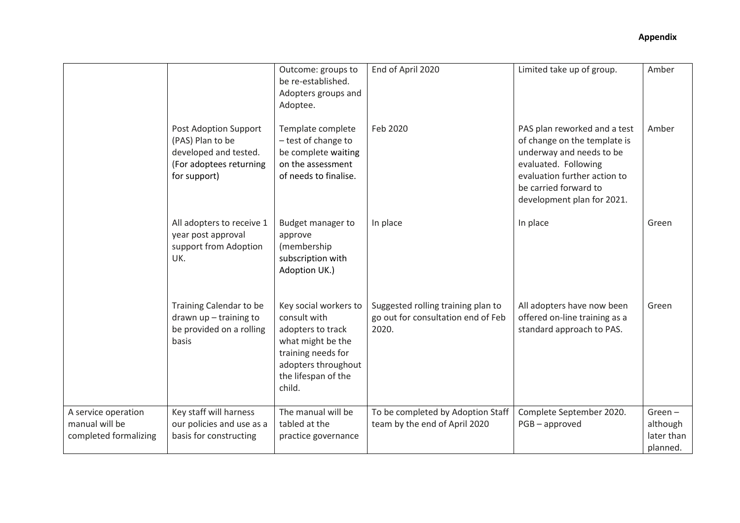**Appendix**

| | | | | | |
|---|---|---|---|---|---|
| | | Outcome: groups to be re-established. Adopters groups and Adoptee. | End of April 2020 | Limited take up of group. | Amber |
| | Post Adoption Support (PAS) Plan to be developed and tested. (For adoptees returning for support) | Template complete – test of change to be complete waiting on the assessment of needs to finalise. | Feb 2020 | PAS plan reworked and a test of change on the template is underway and needs to be evaluated. Following evaluation further action to be carried forward to development plan for 2021. | Amber |
| | All adopters to receive 1 year post approval support from Adoption UK. | Budget manager to approve (membership subscription with Adoption UK.) | In place | In place | Green |
| | Training Calendar to be drawn up – training to be provided on a rolling basis | Key social workers to consult with adopters to track what might be the training needs for adopters throughout the lifespan of the child. | Suggested rolling training plan to go out for consultation end of Feb 2020. | All adopters have now been offered on-line training as a standard approach to PAS. | Green |
| A service operation manual will be completed formalizing | Key staff will harness our policies and use as a basis for constructing | The manual will be tabled at the practice governance | To be completed by Adoption Staff team by the end of April 2020 | Complete September 2020. PGB – approved | Green – although later than planned. |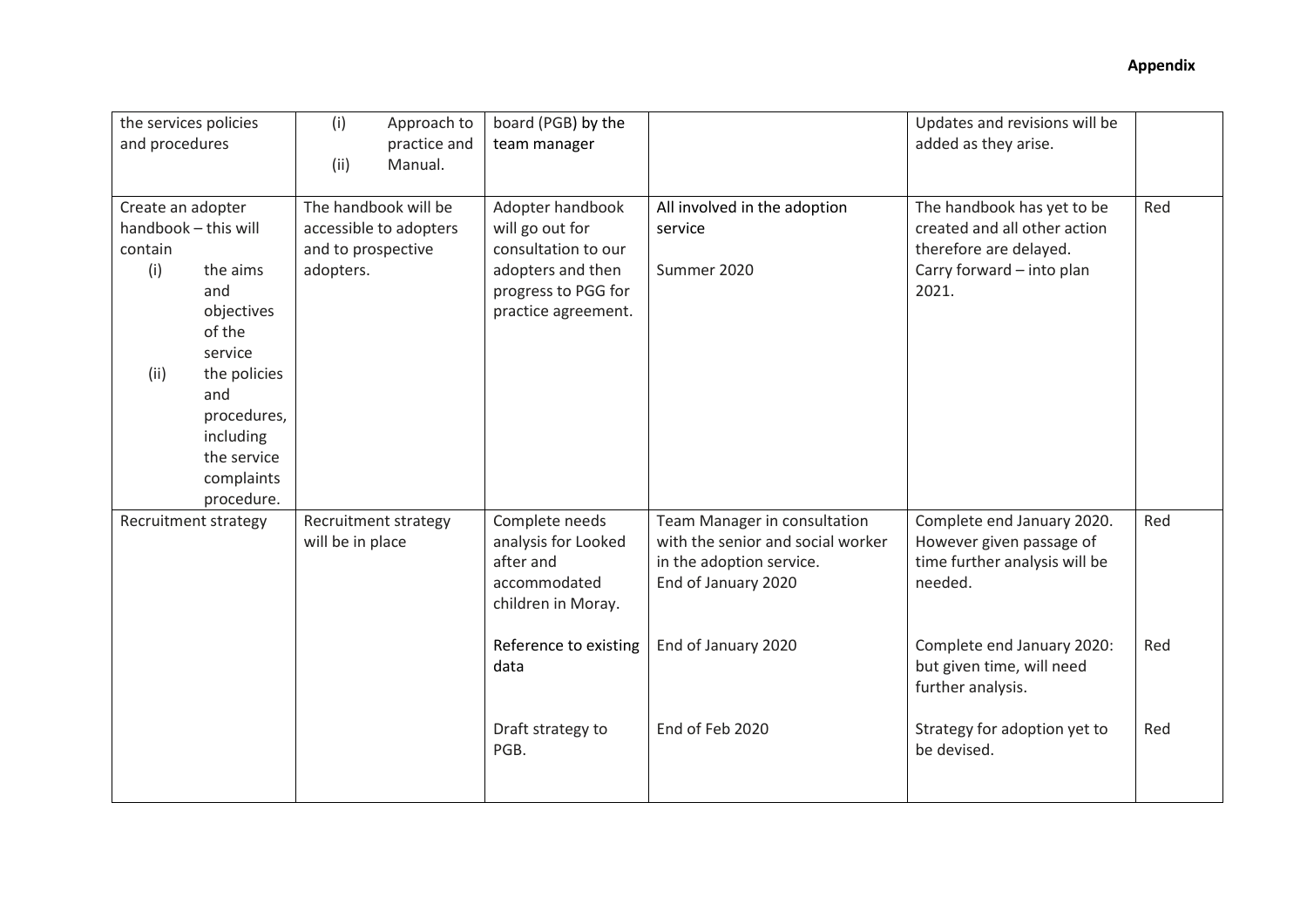**Appendix**

| | | | | | |
|---|---|---|---|---|---|
| the services policies and procedures | (i) Approach to practice and (ii) Manual. | board (PGB) by the team manager | | Updates and revisions will be added as they arise. | |
| Create an adopter handbook – this will contain (i) the aims and objectives of the service (ii) the policies and procedures, including the service complaints procedure. | The handbook will be accessible to adopters and to prospective adopters. | Adopter handbook will go out for consultation to our adopters and then progress to PGG for practice agreement. | All involved in the adoption service<br><br>Summer 2020 | The handbook has yet to be created and all other action therefore are delayed. Carry forward – into plan 2021. | Red |
| Recruitment strategy | Recruitment strategy will be in place | Complete needs analysis for Looked after and accommodated children in Moray. | Team Manager in consultation with the senior and social worker in the adoption service. End of January 2020 | Complete end January 2020. However given passage of time further analysis will be needed. | Red |
| | | Reference to existing data | End of January 2020 | Complete end January 2020: but given time, will need further analysis. | Red |
| | | Draft strategy to PGB. | End of Feb 2020 | Strategy for adoption yet to be devised. | Red |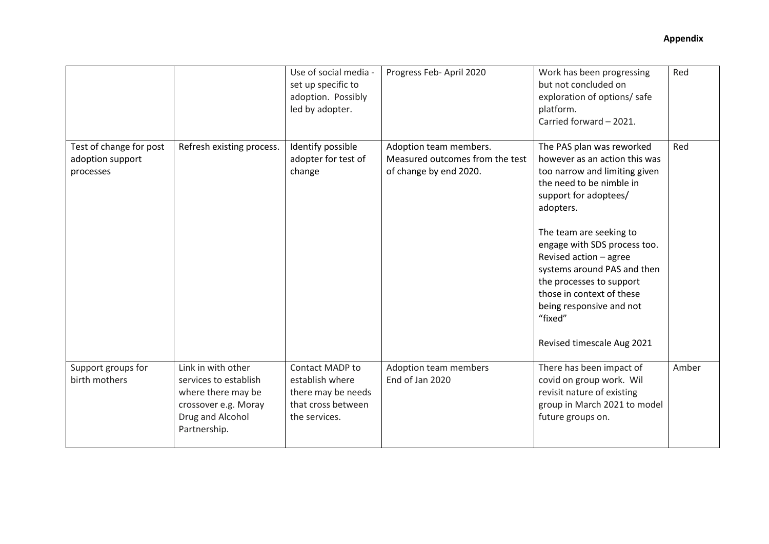**Appendix**

| | | | | | |
|---|---|---|---|---|---|
| | | Use of social media - set up specific to adoption. Possibly led by adopter. | Progress Feb- April 2020 | Work has been progressing but not concluded on exploration of options/ safe platform.<br>Carried forward – 2021. | Red |
| Test of change for post adoption support processes | Refresh existing process. | Identify possible adopter for test of change | Adoption team members.<br>Measured outcomes from the test of change by end 2020. | The PAS plan was reworked however as an action this was too narrow and limiting given the need to be nimble in support for adoptees/ adopters.<br><br>The team are seeking to engage with SDS process too. Revised action – agree systems around PAS and then the processes to support those in context of these being responsive and not "fixed"<br><br>Revised timescale Aug 2021 | Red |
| Support groups for birth mothers | Link in with other services to establish where there may be crossover e.g. Moray Drug and Alcohol Partnership. | Contact MADP to establish where there may be needs that cross between the services. | Adoption team members<br>End of Jan 2020 | There has been impact of covid on group work. Wil revisit nature of existing group in March 2021 to model future groups on. | Amber |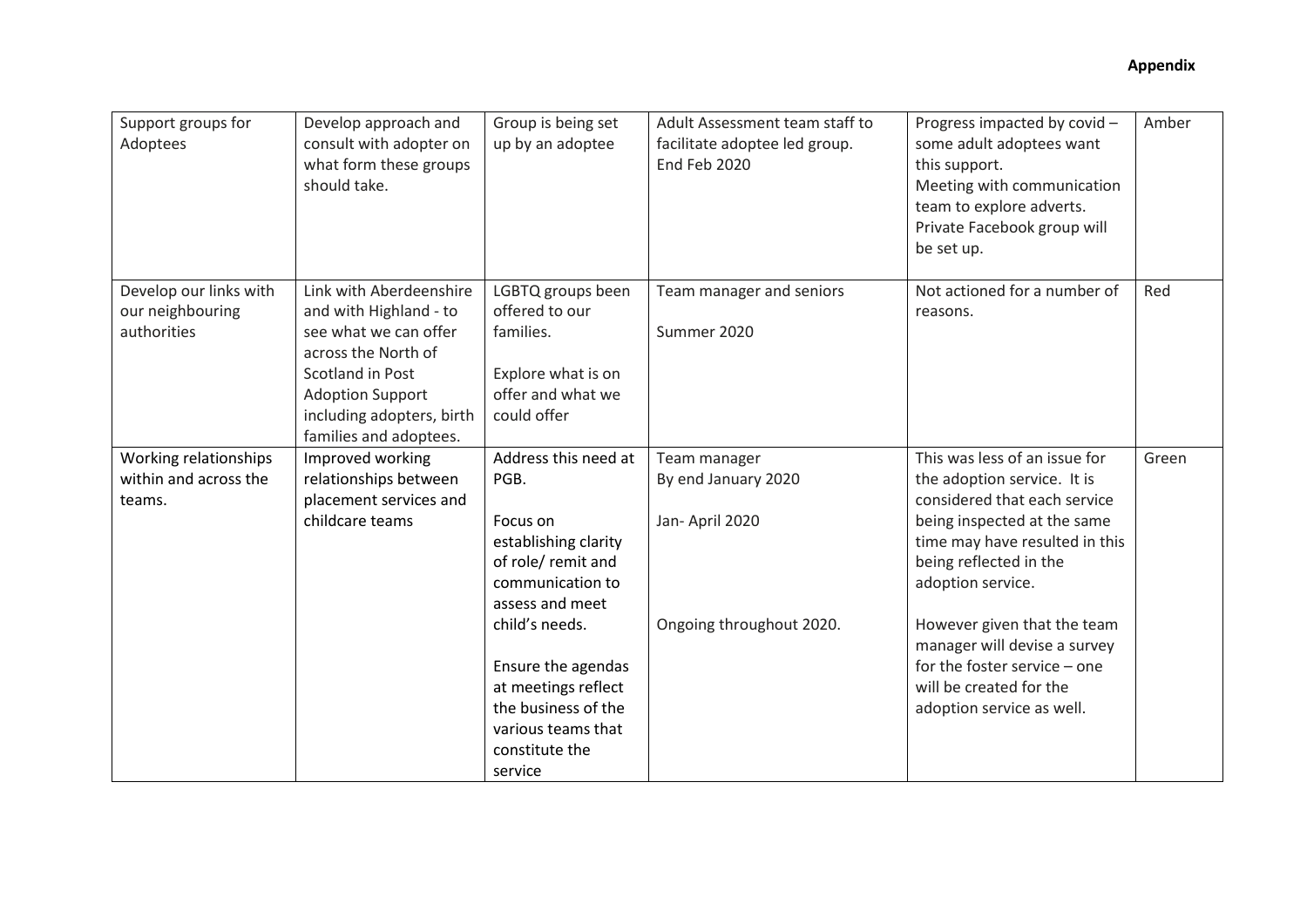**Appendix**

| | | | | | |
|---|---|---|---|---|---|
| Support groups for Adoptees | Develop approach and consult with adopter on what form these groups should take. | Group is being set up by an adoptee | Adult Assessment team staff to facilitate adoptee led group. End Feb 2020 | Progress impacted by covid – some adult adoptees want this support. Meeting with communication team to explore adverts. Private Facebook group will be set up. | Amber |
| Develop our links with our neighbouring authorities | Link with Aberdeenshire and with Highland - to see what we can offer across the North of Scotland in Post Adoption Support including adopters, birth families and adoptees. | LGBTQ groups been offered to our families.<br><br>Explore what is on offer and what we could offer | Team manager and seniors<br><br>Summer 2020 | Not actioned for a number of reasons. | Red |
| Working relationships within and across the teams. | Improved working relationships between placement services and childcare teams | Address this need at PGB.<br><br>Focus on establishing clarity of role/ remit and communication to assess and meet child's needs.<br><br>Ensure the agendas at meetings reflect the business of the various teams that constitute the service | Team manager<br>By end January 2020<br><br>Jan- April 2020<br><br>Ongoing throughout 2020. | This was less of an issue for the adoption service. It is considered that each service being inspected at the same time may have resulted in this being reflected in the adoption service.<br><br>However given that the team manager will devise a survey for the foster service – one will be created for the adoption service as well. | Green |